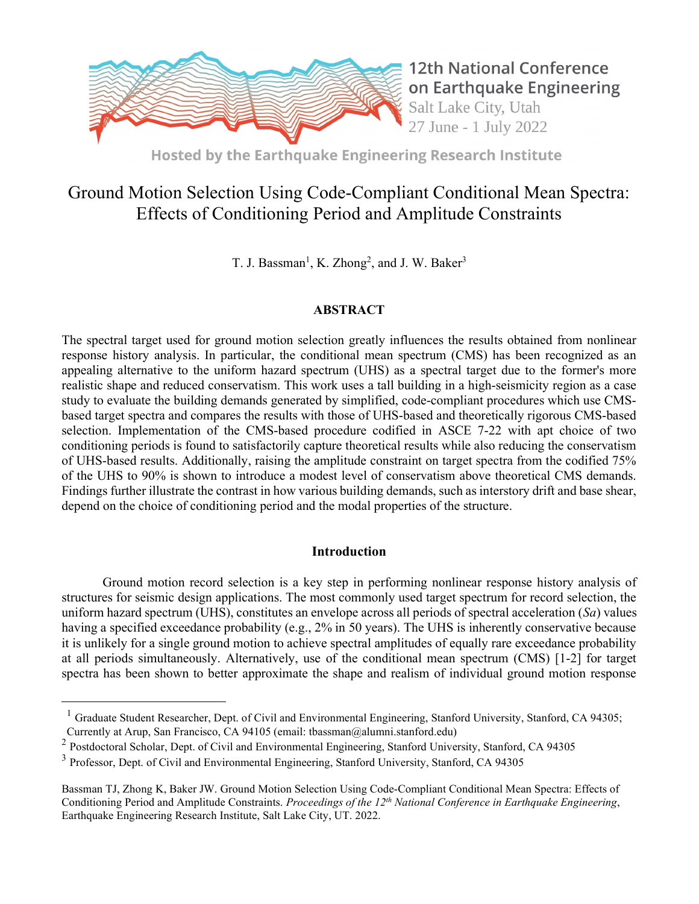12th National Conference on Earthquake Engineering
Salt Lake City, Utah
27 June - 1 July 2022

Hosted by the Earthquake Engineering Research Institute

# Ground Motion Selection Using Code-Compliant Conditional Mean Spectra: Effects of Conditioning Period and Amplitude Constraints

T. J. Bassman[1], K. Zhong[2], and J. W. Baker[3]

## ABSTRACT

The spectral target used for ground motion selection greatly influences the results obtained from nonlinear response history analysis. In particular, the conditional mean spectrum (CMS) has been recognized as an appealing alternative to the uniform hazard spectrum (UHS) as a spectral target due to the former's more realistic shape and reduced conservatism. This work uses a tall building in a high-seismicity region as a case study to evaluate the building demands generated by simplified, code-compliant procedures which use CMS-based target spectra and compares the results with those of UHS-based and theoretically rigorous CMS-based selection. Implementation of the CMS-based procedure codified in ASCE 7-22 with apt choice of two conditioning periods is found to satisfactorily capture theoretical results while also reducing the conservatism of UHS-based results. Additionally, raising the amplitude constraint on target spectra from the codified 75% of the UHS to 90% is shown to introduce a modest level of conservatism above theoretical CMS demands. Findings further illustrate the contrast in how various building demands, such as interstory drift and base shear, depend on the choice of conditioning period and the modal properties of the structure.

## Introduction

Ground motion record selection is a key step in performing nonlinear response history analysis of structures for seismic design applications. The most commonly used target spectrum for record selection, the uniform hazard spectrum (UHS), constitutes an envelope across all periods of spectral acceleration (*Sa*) values having a specified exceedance probability (e.g., 2% in 50 years). The UHS is inherently conservative because it is unlikely for a single ground motion to achieve spectral amplitudes of equally rare exceedance probability at all periods simultaneously. Alternatively, use of the conditional mean spectrum (CMS) [1-2] for target spectra has been shown to better approximate the shape and realism of individual ground motion response

---

[1] Graduate Student Researcher, Dept. of Civil and Environmental Engineering, Stanford University, Stanford, CA 94305; Currently at Arup, San Francisco, CA 94105 (email: tbassman@alumni.stanford.edu)

[2] Postdoctoral Scholar, Dept. of Civil and Environmental Engineering, Stanford University, Stanford, CA 94305

[3] Professor, Dept. of Civil and Environmental Engineering, Stanford University, Stanford, CA 94305

Bassman TJ, Zhong K, Baker JW. Ground Motion Selection Using Code-Compliant Conditional Mean Spectra: Effects of Conditioning Period and Amplitude Constraints. *Proceedings of the 12th National Conference in Earthquake Engineering*, Earthquake Engineering Research Institute, Salt Lake City, UT. 2022.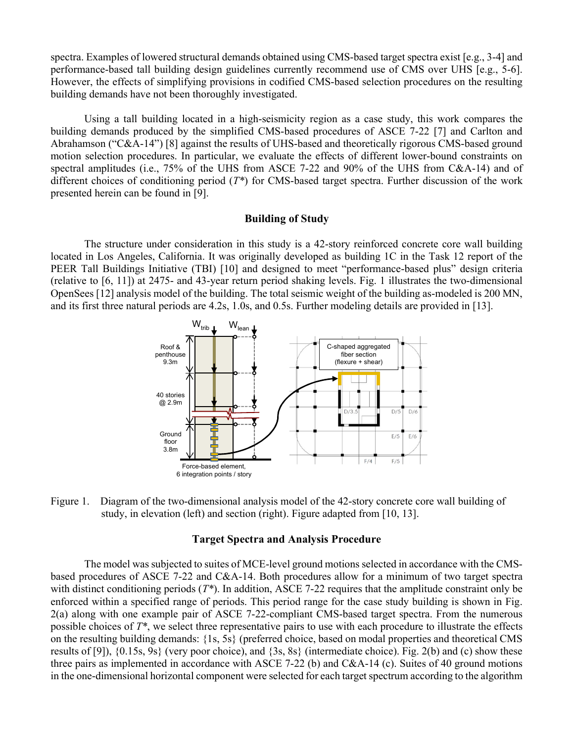spectra. Examples of lowered structural demands obtained using CMS-based target spectra exist [e.g., 3-4] and performance-based tall building design guidelines currently recommend use of CMS over UHS [e.g., 5-6]. However, the effects of simplifying provisions in codified CMS-based selection procedures on the resulting building demands have not been thoroughly investigated.

Using a tall building located in a high-seismicity region as a case study, this work compares the building demands produced by the simplified CMS-based procedures of ASCE 7-22 [7] and Carlton and Abrahamson ("C&A-14") [8] against the results of UHS-based and theoretically rigorous CMS-based ground motion selection procedures. In particular, we evaluate the effects of different lower-bound constraints on spectral amplitudes (i.e., 75% of the UHS from ASCE 7-22 and 90% of the UHS from C&A-14) and of different choices of conditioning period ($T^*$) for CMS-based target spectra. Further discussion of the work presented herein can be found in [9].

## Building of Study

The structure under consideration in this study is a 42-story reinforced concrete core wall building located in Los Angeles, California. It was originally developed as building 1C in the Task 12 report of the PEER Tall Buildings Initiative (TBI) [10] and designed to meet "performance-based plus" design criteria (relative to [6, 11]) at 2475- and 43-year return period shaking levels. Fig. 1 illustrates the two-dimensional OpenSees [12] analysis model of the building. The total seismic weight of the building as-modeled is 200 MN, and its first three natural periods are 4.2s, 1.0s, and 0.5s. Further modeling details are provided in [13].

Figure 1. Diagram of the two-dimensional analysis model of the 42-story concrete core wall building of study, in elevation (left) and section (right). Figure adapted from [10, 13].

## Target Spectra and Analysis Procedure

The model was subjected to suites of MCE-level ground motions selected in accordance with the CMS-based procedures of ASCE 7-22 and C&A-14. Both procedures allow for a minimum of two target spectra with distinct conditioning periods ($T^*$). In addition, ASCE 7-22 requires that the amplitude constraint only be enforced within a specified range of periods. This period range for the case study building is shown in Fig. 2(a) along with one example pair of ASCE 7-22-compliant CMS-based target spectra. From the numerous possible choices of $T^*$, we select three representative pairs to use with each procedure to illustrate the effects on the resulting building demands: {1s, 5s} (preferred choice, based on modal properties and theoretical CMS results of [9]), {0.15s, 9s} (very poor choice), and {3s, 8s} (intermediate choice). Fig. 2(b) and (c) show these three pairs as implemented in accordance with ASCE 7-22 (b) and C&A-14 (c). Suites of 40 ground motions in the one-dimensional horizontal component were selected for each target spectrum according to the algorithm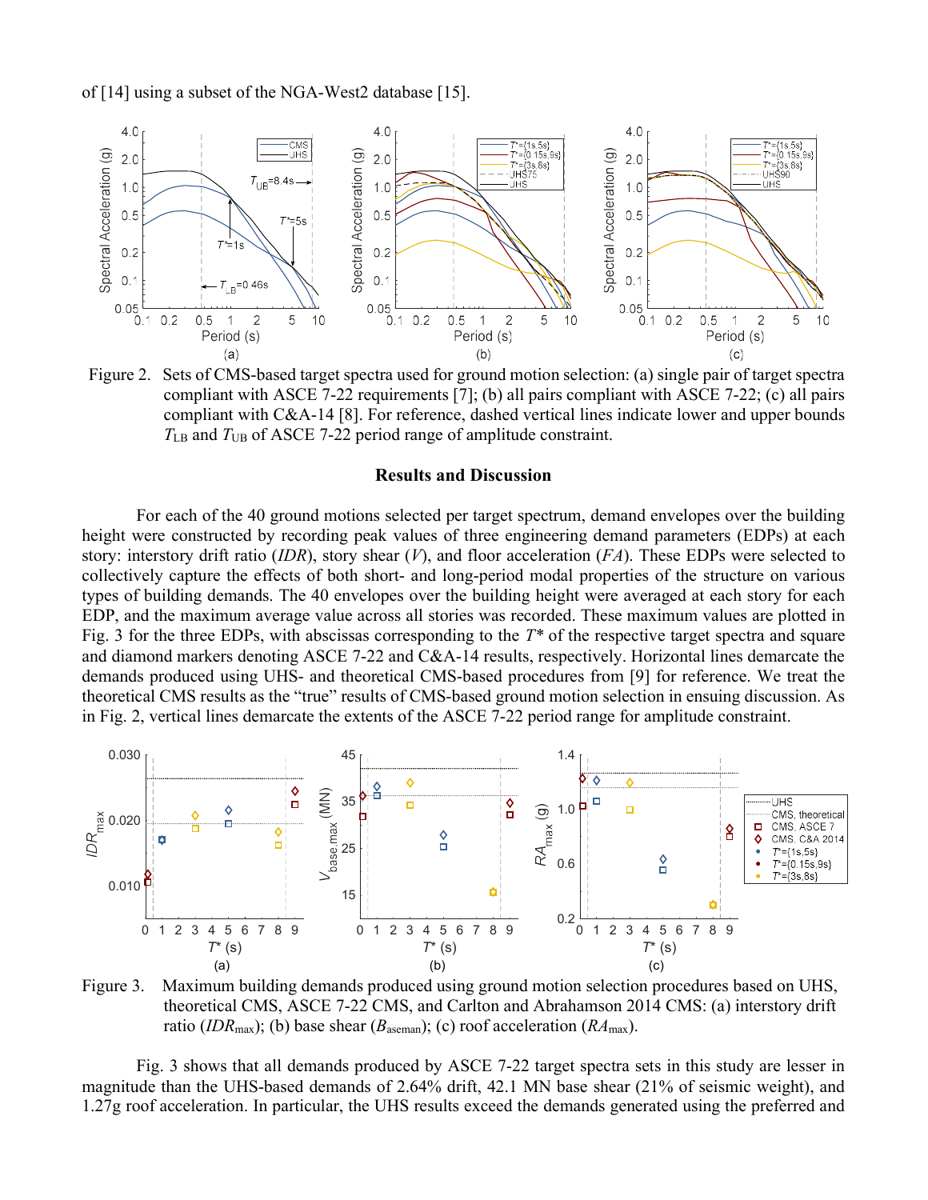of [14] using a subset of the NGA-West2 database [15].

Figure 2. Sets of CMS-based target spectra used for ground motion selection: (a) single pair of target spectra compliant with ASCE 7-22 requirements [7]; (b) all pairs compliant with ASCE 7-22; (c) all pairs compliant with C&A-14 [8]. For reference, dashed vertical lines indicate lower and upper bounds $T_{LB}$ and $T_{UB}$ of ASCE 7-22 period range of amplitude constraint.

## Results and Discussion

For each of the 40 ground motions selected per target spectrum, demand envelopes over the building height were constructed by recording peak values of three engineering demand parameters (EDPs) at each story: interstory drift ratio (*IDR*), story shear (*V*), and floor acceleration (*FA*). These EDPs were selected to collectively capture the effects of both short- and long-period modal properties of the structure on various types of building demands. The 40 envelopes over the building height were averaged at each story for each EDP, and the maximum average value across all stories was recorded. These maximum values are plotted in Fig. 3 for the three EDPs, with abscissas corresponding to the $T^*$ of the respective target spectra and square and diamond markers denoting ASCE 7-22 and C&A-14 results, respectively. Horizontal lines demarcate the demands produced using UHS- and theoretical CMS-based procedures from [9] for reference. We treat the theoretical CMS results as the "true" results of CMS-based ground motion selection in ensuing discussion. As in Fig. 2, vertical lines demarcate the extents of the ASCE 7-22 period range for amplitude constraint.

Figure 3. Maximum building demands produced using ground motion selection procedures based on UHS, theoretical CMS, ASCE 7-22 CMS, and Carlton and Abrahamson 2014 CMS: (a) interstory drift ratio ($IDR_{max}$); (b) base shear ($B_{aseman}$); (c) roof acceleration ($RA_{max}$).

Fig. 3 shows that all demands produced by ASCE 7-22 target spectra sets in this study are lesser in magnitude than the UHS-based demands of 2.64% drift, 42.1 MN base shear (21% of seismic weight), and 1.27g roof acceleration. In particular, the UHS results exceed the demands generated using the preferred and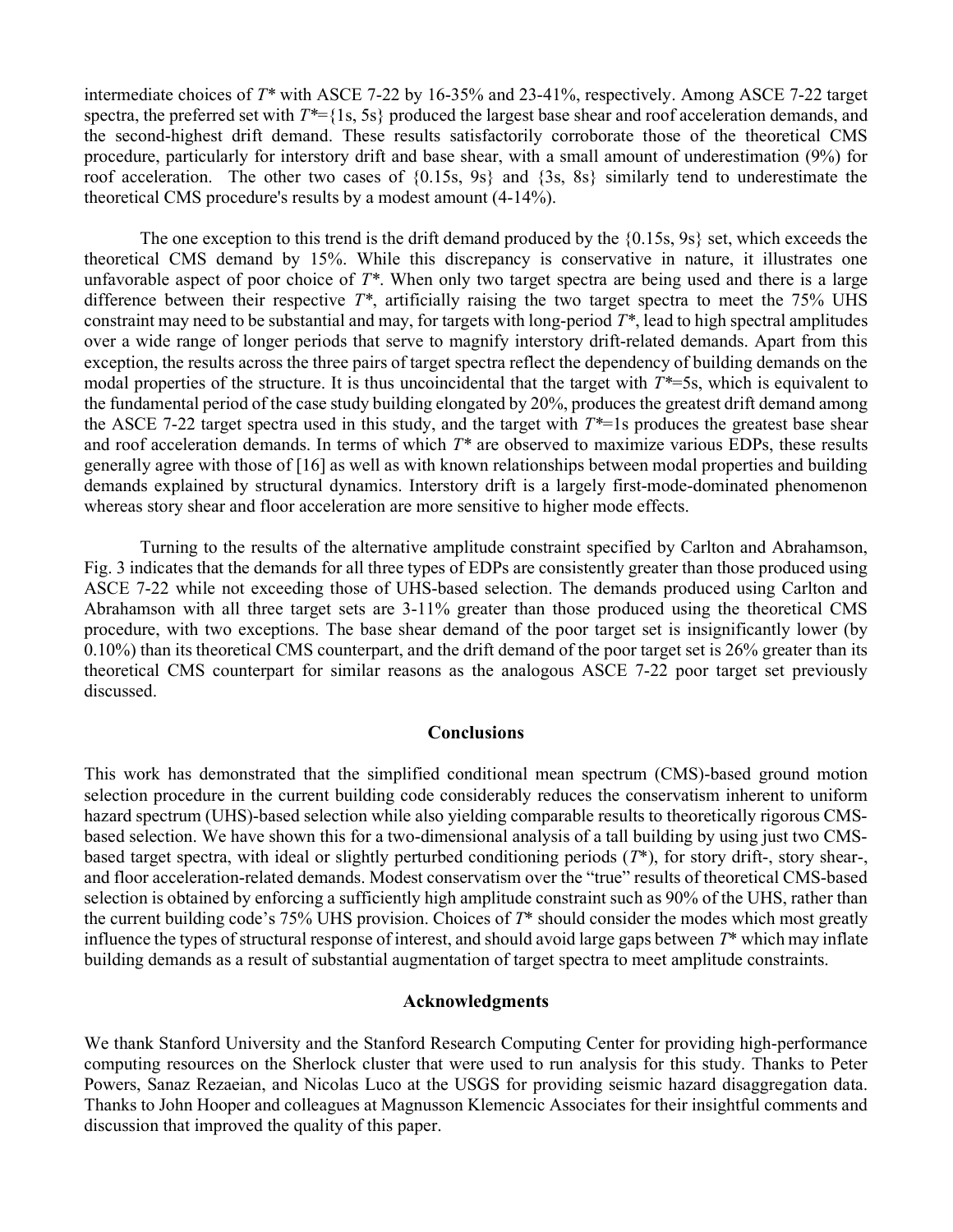intermediate choices of $T^*$ with ASCE 7-22 by 16-35% and 23-41%, respectively. Among ASCE 7-22 target spectra, the preferred set with $T^*$={1s, 5s} produced the largest base shear and roof acceleration demands, and the second-highest drift demand. These results satisfactorily corroborate those of the theoretical CMS procedure, particularly for interstory drift and base shear, with a small amount of underestimation (9%) for roof acceleration. The other two cases of {0.15s, 9s} and {3s, 8s} similarly tend to underestimate the theoretical CMS procedure's results by a modest amount (4-14%).

The one exception to this trend is the drift demand produced by the {0.15s, 9s} set, which exceeds the theoretical CMS demand by 15%. While this discrepancy is conservative in nature, it illustrates one unfavorable aspect of poor choice of $T^*$. When only two target spectra are being used and there is a large difference between their respective $T^*$, artificially raising the two target spectra to meet the 75% UHS constraint may need to be substantial and may, for targets with long-period $T^*$, lead to high spectral amplitudes over a wide range of longer periods that serve to magnify interstory drift-related demands. Apart from this exception, the results across the three pairs of target spectra reflect the dependency of building demands on the modal properties of the structure. It is thus uncoincidental that the target with $T^*$=5s, which is equivalent to the fundamental period of the case study building elongated by 20%, produces the greatest drift demand among the ASCE 7-22 target spectra used in this study, and the target with $T^*$=1s produces the greatest base shear and roof acceleration demands. In terms of which $T^*$ are observed to maximize various EDPs, these results generally agree with those of [16] as well as with known relationships between modal properties and building demands explained by structural dynamics. Interstory drift is a largely first-mode-dominated phenomenon whereas story shear and floor acceleration are more sensitive to higher mode effects.

Turning to the results of the alternative amplitude constraint specified by Carlton and Abrahamson, Fig. 3 indicates that the demands for all three types of EDPs are consistently greater than those produced using ASCE 7-22 while not exceeding those of UHS-based selection. The demands produced using Carlton and Abrahamson with all three target sets are 3-11% greater than those produced using the theoretical CMS procedure, with two exceptions. The base shear demand of the poor target set is insignificantly lower (by 0.10%) than its theoretical CMS counterpart, and the drift demand of the poor target set is 26% greater than its theoretical CMS counterpart for similar reasons as the analogous ASCE 7-22 poor target set previously discussed.

## Conclusions

This work has demonstrated that the simplified conditional mean spectrum (CMS)-based ground motion selection procedure in the current building code considerably reduces the conservatism inherent to uniform hazard spectrum (UHS)-based selection while also yielding comparable results to theoretically rigorous CMS-based selection. We have shown this for a two-dimensional analysis of a tall building by using just two CMS-based target spectra, with ideal or slightly perturbed conditioning periods ($T^*$), for story drift-, story shear-, and floor acceleration-related demands. Modest conservatism over the "true" results of theoretical CMS-based selection is obtained by enforcing a sufficiently high amplitude constraint such as 90% of the UHS, rather than the current building code's 75% UHS provision. Choices of $T^*$ should consider the modes which most greatly influence the types of structural response of interest, and should avoid large gaps between $T^*$ which may inflate building demands as a result of substantial augmentation of target spectra to meet amplitude constraints.

## Acknowledgments

We thank Stanford University and the Stanford Research Computing Center for providing high-performance computing resources on the Sherlock cluster that were used to run analysis for this study. Thanks to Peter Powers, Sanaz Rezaeian, and Nicolas Luco at the USGS for providing seismic hazard disaggregation data. Thanks to John Hooper and colleagues at Magnusson Klemencic Associates for their insightful comments and discussion that improved the quality of this paper.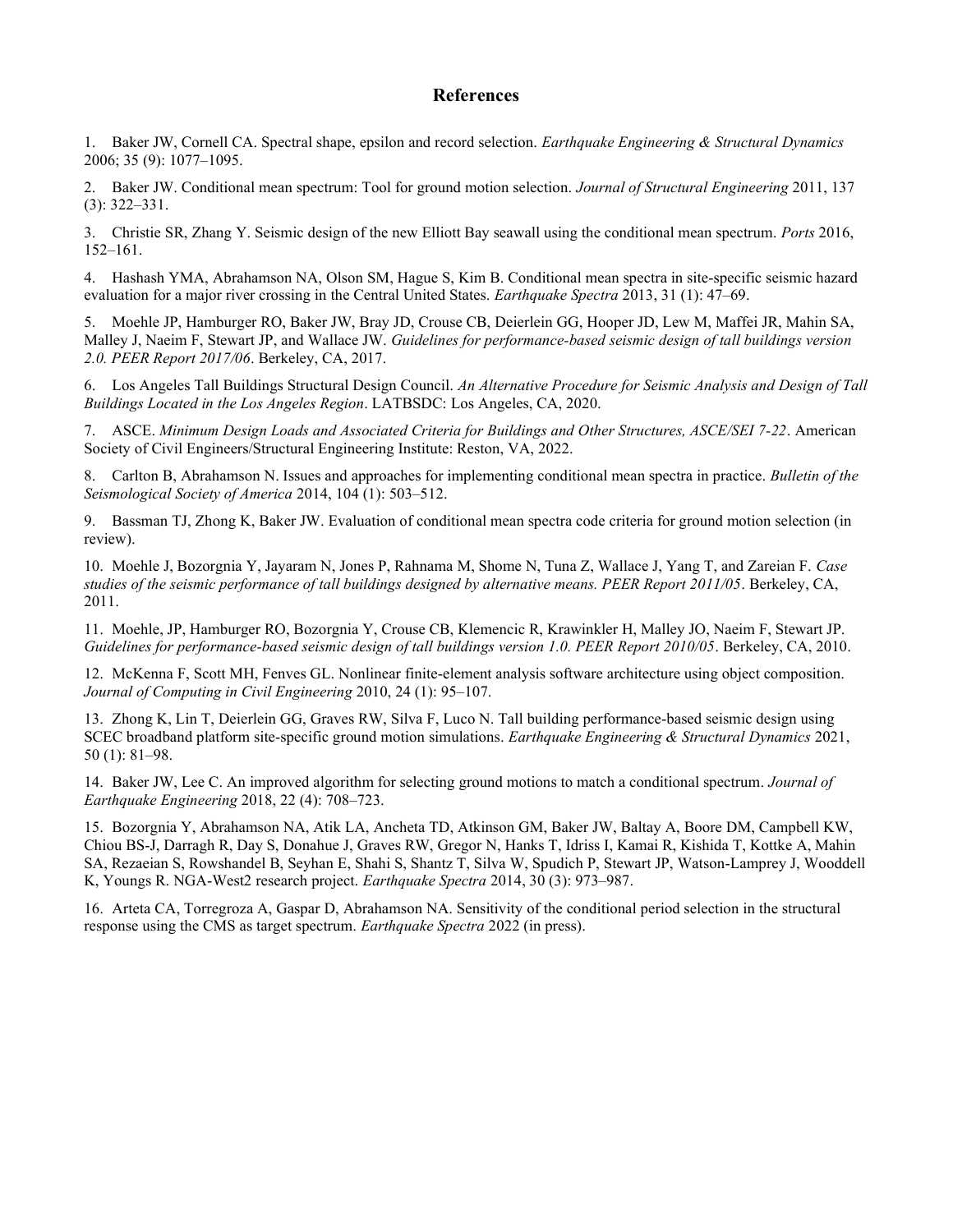## References

1. Baker JW, Cornell CA. Spectral shape, epsilon and record selection. *Earthquake Engineering & Structural Dynamics* 2006; 35 (9): 1077–1095.

2. Baker JW. Conditional mean spectrum: Tool for ground motion selection. *Journal of Structural Engineering* 2011, 137 (3): 322–331.

3. Christie SR, Zhang Y. Seismic design of the new Elliott Bay seawall using the conditional mean spectrum. *Ports* 2016, 152–161.

4. Hashash YMA, Abrahamson NA, Olson SM, Hague S, Kim B. Conditional mean spectra in site-specific seismic hazard evaluation for a major river crossing in the Central United States. *Earthquake Spectra* 2013, 31 (1): 47–69.

5. Moehle JP, Hamburger RO, Baker JW, Bray JD, Crouse CB, Deierlein GG, Hooper JD, Lew M, Maffei JR, Mahin SA, Malley J, Naeim F, Stewart JP, and Wallace JW. *Guidelines for performance-based seismic design of tall buildings version 2.0. PEER Report 2017/06*. Berkeley, CA, 2017.

6. Los Angeles Tall Buildings Structural Design Council. *An Alternative Procedure for Seismic Analysis and Design of Tall Buildings Located in the Los Angeles Region*. LATBSDC: Los Angeles, CA, 2020.

7. ASCE. *Minimum Design Loads and Associated Criteria for Buildings and Other Structures, ASCE/SEI 7-22*. American Society of Civil Engineers/Structural Engineering Institute: Reston, VA, 2022.

8. Carlton B, Abrahamson N. Issues and approaches for implementing conditional mean spectra in practice. *Bulletin of the Seismological Society of America* 2014, 104 (1): 503–512.

9. Bassman TJ, Zhong K, Baker JW. Evaluation of conditional mean spectra code criteria for ground motion selection (in review).

10. Moehle J, Bozorgnia Y, Jayaram N, Jones P, Rahnama M, Shome N, Tuna Z, Wallace J, Yang T, and Zareian F. *Case studies of the seismic performance of tall buildings designed by alternative means. PEER Report 2011/05*. Berkeley, CA, 2011.

11. Moehle, JP, Hamburger RO, Bozorgnia Y, Crouse CB, Klemencic R, Krawinkler H, Malley JO, Naeim F, Stewart JP. *Guidelines for performance-based seismic design of tall buildings version 1.0. PEER Report 2010/05*. Berkeley, CA, 2010.

12. McKenna F, Scott MH, Fenves GL. Nonlinear finite-element analysis software architecture using object composition. *Journal of Computing in Civil Engineering* 2010, 24 (1): 95–107.

13. Zhong K, Lin T, Deierlein GG, Graves RW, Silva F, Luco N. Tall building performance-based seismic design using SCEC broadband platform site-specific ground motion simulations. *Earthquake Engineering & Structural Dynamics* 2021, 50 (1): 81–98.

14. Baker JW, Lee C. An improved algorithm for selecting ground motions to match a conditional spectrum. *Journal of Earthquake Engineering* 2018, 22 (4): 708–723.

15. Bozorgnia Y, Abrahamson NA, Atik LA, Ancheta TD, Atkinson GM, Baker JW, Baltay A, Boore DM, Campbell KW, Chiou BS-J, Darragh R, Day S, Donahue J, Graves RW, Gregor N, Hanks T, Idriss I, Kamai R, Kishida T, Kottke A, Mahin SA, Rezaeian S, Rowshandel B, Seyhan E, Shahi S, Shantz T, Silva W, Spudich P, Stewart JP, Watson-Lamprey J, Wooddell K, Youngs R. NGA-West2 research project. *Earthquake Spectra* 2014, 30 (3): 973–987.

16. Arteta CA, Torregroza A, Gaspar D, Abrahamson NA. Sensitivity of the conditional period selection in the structural response using the CMS as target spectrum. *Earthquake Spectra* 2022 (in press).